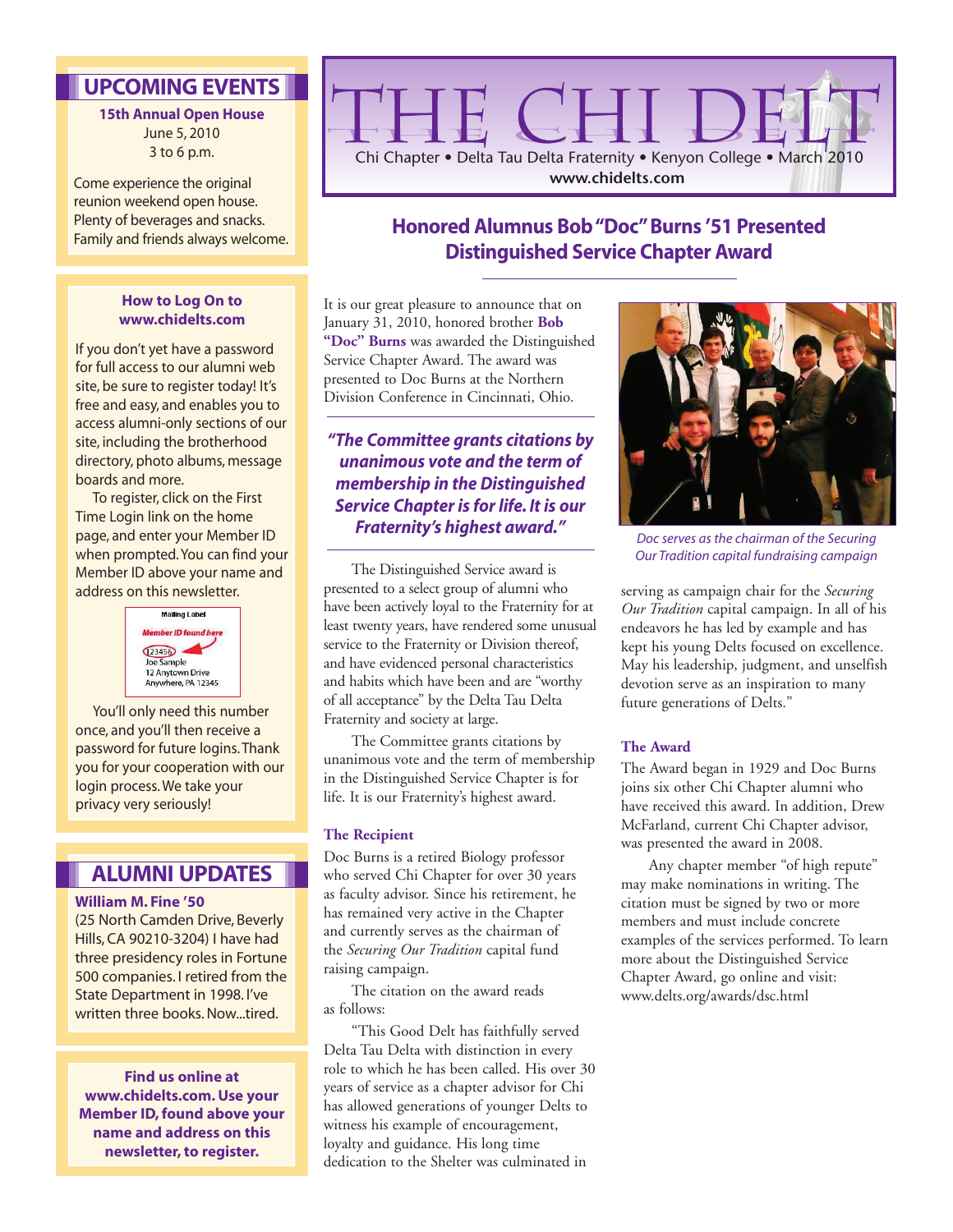# THE CHI DELT

Chi Chapter • Delta Tau Delta Fraternity • Kenyon College • March 2010

www.chidelts.com

## Honored Alumnus Bob "Doc" Burns '51 Presented Distinguished Service Chapter Award

It is our great pleasure to announce that on January 31, 2010, honored brother **Bob "Doc" Burns** was awarded the Distinguished Service Chapter Award. The award was presented to Doc Burns at the Northern Division Conference in Cincinnati, Ohio.

***"The Committee grants citations by unanimous vote and the term of membership in the Distinguished Service Chapter is for life. It is our Fraternity's highest award."***

The Distinguished Service award is presented to a select group of alumni who have been actively loyal to the Fraternity for at least twenty years, have rendered some unusual service to the Fraternity or Division thereof, and have evidenced personal characteristics and habits which have been and are "worthy of all acceptance" by the Delta Tau Delta Fraternity and society at large.

The Committee grants citations by unanimous vote and the term of membership in the Distinguished Service Chapter is for life. It is our Fraternity's highest award.

### The Recipient

Doc Burns is a retired Biology professor who served Chi Chapter for over 30 years as faculty advisor. Since his retirement, he has remained very active in the Chapter and currently serves as the chairman of the *Securing Our Tradition* capital fund raising campaign.

The citation on the award reads as follows:

"This Good Delt has faithfully served Delta Tau Delta with distinction in every role to which he has been called. His over 30 years of service as a chapter advisor for Chi has allowed generations of younger Delts to witness his example of encouragement, loyalty and guidance. His long time dedication to the Shelter was culminated in serving as campaign chair for the *Securing Our Tradition* capital campaign. In all of his endeavors he has led by example and has kept his young Delts focused on excellence. May his leadership, judgment, and unselfish devotion serve as an inspiration to many future generations of Delts."

*Doc serves as the chairman of the Securing Our Tradition capital fundraising campaign*

### The Award

The Award began in 1929 and Doc Burns joins six other Chi Chapter alumni who have received this award. In addition, Drew McFarland, current Chi Chapter advisor, was presented the award in 2008.

Any chapter member "of high repute" may make nominations in writing. The citation must be signed by two or more members and must include concrete examples of the services performed. To learn more about the Distinguished Service Chapter Award, go online and visit: www.delts.org/awards/dsc.html

## UPCOMING EVENTS

**15th Annual Open House**
June 5, 2010
3 to 6 p.m.

Come experience the original reunion weekend open house. Plenty of beverages and snacks. Family and friends always welcome.

### How to Log On to www.chidelts.com

If you don't yet have a password for full access to our alumni web site, be sure to register today! It's free and easy, and enables you to access alumni-only sections of our site, including the brotherhood directory, photo albums, message boards and more.

To register, click on the First Time Login link on the home page, and enter your Member ID when prompted. You can find your Member ID above your name and address on this newsletter.

Mailing Label
*Member ID found here*
123456
Joe Sample
12 Anytown Drive
Anywhere, PA 12345

You'll only need this number once, and you'll then receive a password for future logins. Thank you for your cooperation with our login process. We take your privacy very seriously!

## ALUMNI UPDATES

**William M. Fine '50**
(25 North Camden Drive, Beverly Hills, CA 90210-3204) I have had three presidency roles in Fortune 500 companies. I retired from the State Department in 1998. I've written three books. Now...tired.

**Find us online at www.chidelts.com. Use your Member ID, found above your name and address on this newsletter, to register.**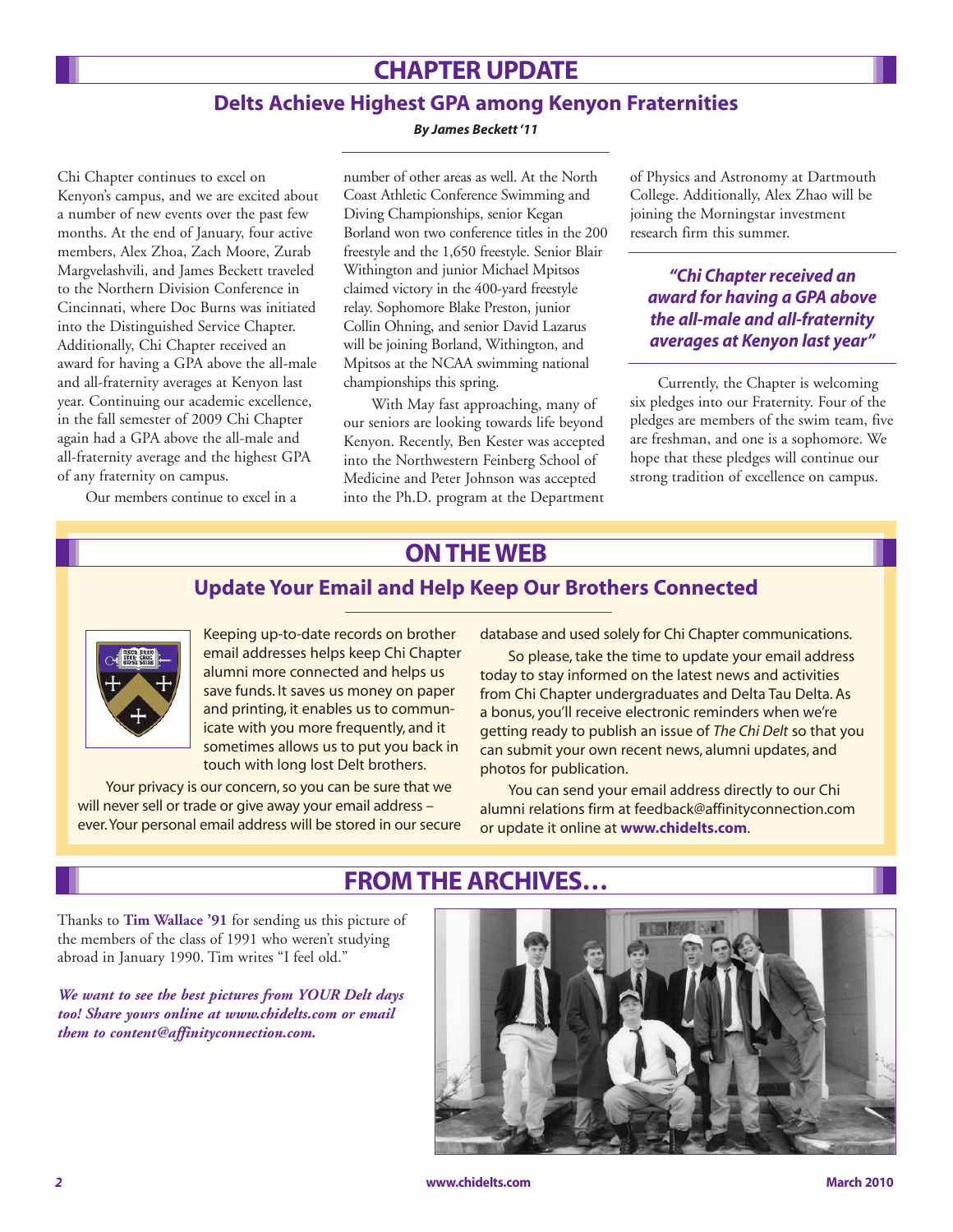# CHAPTER UPDATE

## Delts Achieve Highest GPA among Kenyon Fraternities

***By James Beckett '11***

Chi Chapter continues to excel on Kenyon's campus, and we are excited about a number of new events over the past few months. At the end of January, four active members, Alex Zhoa, Zach Moore, Zurab Margvelashvili, and James Beckett traveled to the Northern Division Conference in Cincinnati, where Doc Burns was initiated into the Distinguished Service Chapter. Additionally, Chi Chapter received an award for having a GPA above the all-male and all-fraternity averages at Kenyon last year. Continuing our academic excellence, in the fall semester of 2009 Chi Chapter again had a GPA above the all-male and all-fraternity average and the highest GPA of any fraternity on campus.

Our members continue to excel in a number of other areas as well. At the North Coast Athletic Conference Swimming and Diving Championships, senior Kegan Borland won two conference titles in the 200 freestyle and the 1,650 freestyle. Senior Blair Withington and junior Michael Mpitsos claimed victory in the 400-yard freestyle relay. Sophomore Blake Preston, junior Collin Ohning, and senior David Lazarus will be joining Borland, Withington, and Mpitsos at the NCAA swimming national championships this spring.

With May fast approaching, many of our seniors are looking towards life beyond Kenyon. Recently, Ben Kester was accepted into the Northwestern Feinberg School of Medicine and Peter Johnson was accepted into the Ph.D. program at the Department of Physics and Astronomy at Dartmouth College. Additionally, Alex Zhao will be joining the Morningstar investment research firm this summer.

> ***"Chi Chapter received an award for having a GPA above the all-male and all-fraternity averages at Kenyon last year"***

Currently, the Chapter is welcoming six pledges into our Fraternity. Four of the pledges are members of the swim team, five are freshman, and one is a sophomore. We hope that these pledges will continue our strong tradition of excellence on campus.

# ON THE WEB

## Update Your Email and Help Keep Our Brothers Connected

Keeping up-to-date records on brother email addresses helps keep Chi Chapter alumni more connected and helps us save funds. It saves us money on paper and printing, it enables us to communicate with you more frequently, and it sometimes allows us to put you back in touch with long lost Delt brothers.

Your privacy is our concern, so you can be sure that we will never sell or trade or give away your email address – ever. Your personal email address will be stored in our secure database and used solely for Chi Chapter communications.

So please, take the time to update your email address today to stay informed on the latest news and activities from Chi Chapter undergraduates and Delta Tau Delta. As a bonus, you'll receive electronic reminders when we're getting ready to publish an issue of *The Chi Delt* so that you can submit your own recent news, alumni updates, and photos for publication.

You can send your email address directly to our Chi alumni relations firm at feedback@affinityconnection.com or update it online at **www.chidelts.com**.

# FROM THE ARCHIVES…

Thanks to **Tim Wallace '91** for sending us this picture of the members of the class of 1991 who weren't studying abroad in January 1990. Tim writes "I feel old."

***We want to see the best pictures from YOUR Delt days too! Share yours online at www.chidelts.com or email them to content@affinityconnection.com.***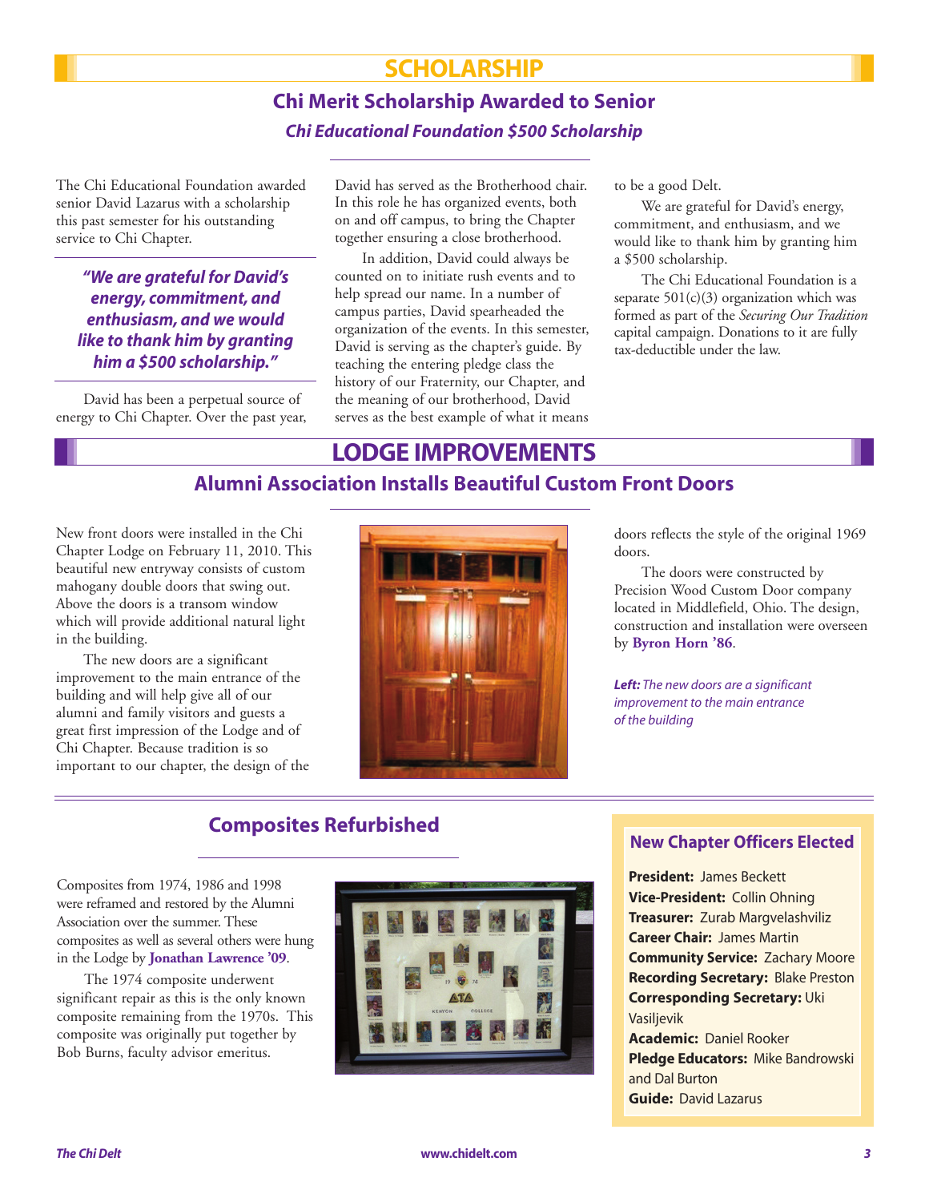# SCHOLARSHIP

## Chi Merit Scholarship Awarded to Senior

### *Chi Educational Foundation $500 Scholarship*

The Chi Educational Foundation awarded senior David Lazarus with a scholarship this past semester for his outstanding service to Chi Chapter.

> ***"We are grateful for David's energy, commitment, and enthusiasm, and we would like to thank him by granting him a $500 scholarship."***

David has been a perpetual source of energy to Chi Chapter. Over the past year, David has served as the Brotherhood chair. In this role he has organized events, both on and off campus, to bring the Chapter together ensuring a close brotherhood.

In addition, David could always be counted on to initiate rush events and to help spread our name. In a number of campus parties, David spearheaded the organization of the events. In this semester, David is serving as the chapter's guide. By teaching the entering pledge class the history of our Fraternity, our Chapter, and the meaning of our brotherhood, David serves as the best example of what it means to be a good Delt.

We are grateful for David's energy, commitment, and enthusiasm, and we would like to thank him by granting him a $500 scholarship.

The Chi Educational Foundation is a separate 501(c)(3) organization which was formed as part of the *Securing Our Tradition* capital campaign. Donations to it are fully tax-deductible under the law.

# LODGE IMPROVEMENTS

## Alumni Association Installs Beautiful Custom Front Doors

New front doors were installed in the Chi Chapter Lodge on February 11, 2010. This beautiful new entryway consists of custom mahogany double doors that swing out. Above the doors is a transom window which will provide additional natural light in the building.

The new doors are a significant improvement to the main entrance of the building and will help give all of our alumni and family visitors and guests a great first impression of the Lodge and of Chi Chapter. Because tradition is so important to our chapter, the design of the doors reflects the style of the original 1969 doors.

The doors were constructed by Precision Wood Custom Door company located in Middlefield, Ohio. The design, construction and installation were overseen by **Byron Horn '86**.

***Left:*** *The new doors are a significant improvement to the main entrance of the building*

## Composites Refurbished

Composites from 1974, 1986 and 1998 were reframed and restored by the Alumni Association over the summer. These composites as well as several others were hung in the Lodge by **Jonathan Lawrence '09**.

The 1974 composite underwent significant repair as this is the only known composite remaining from the 1970s. This composite was originally put together by Bob Burns, faculty advisor emeritus.

### New Chapter Officers Elected

**President:** James Beckett
**Vice-President:** Collin Ohning
**Treasurer:** Zurab Margvelashviliz
**Career Chair:** James Martin
**Community Service:** Zachary Moore
**Recording Secretary:** Blake Preston
**Corresponding Secretary:** Uki Vasiljevik
**Academic:** Daniel Rooker
**Pledge Educators:** Mike Bandrowski and Dal Burton
**Guide:** David Lazarus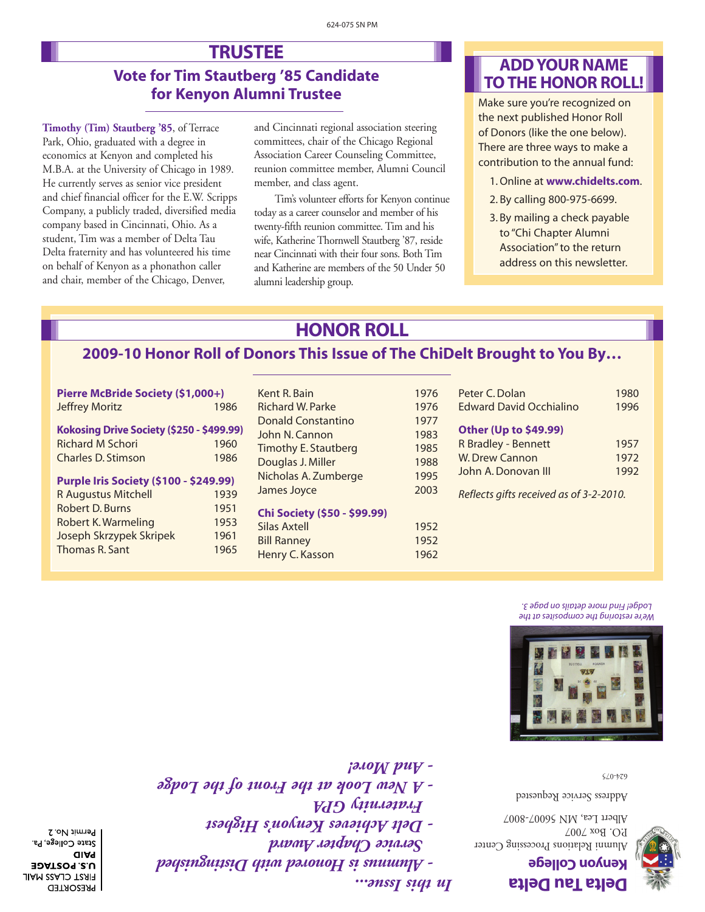624-075 SN PM

## TRUSTEE

### Vote for Tim Stautberg '85 Candidate for Kenyon Alumni Trustee

**Timothy (Tim) Stautberg '85**, of Terrace Park, Ohio, graduated with a degree in economics at Kenyon and completed his M.B.A. at the University of Chicago in 1989. He currently serves as senior vice president and chief financial officer for the E.W. Scripps Company, a publicly traded, diversified media company based in Cincinnati, Ohio. As a student, Tim was a member of Delta Tau Delta fraternity and has volunteered his time on behalf of Kenyon as a phonathon caller and chair, member of the Chicago, Denver, and Cincinnati regional association steering committees, chair of the Chicago Regional Association Career Counseling Committee, reunion committee member, Alumni Council member, and class agent.

Tim's volunteer efforts for Kenyon continue today as a career counselor and member of his twenty-fifth reunion committee. Tim and his wife, Katherine Thornwell Stautberg '87, reside near Cincinnati with their four sons. Both Tim and Katherine are members of the 50 Under 50 alumni leadership group.

## ADD YOUR NAME TO THE HONOR ROLL!

Make sure you're recognized on the next published Honor Roll of Donors (like the one below). There are three ways to make a contribution to the annual fund:

1. Online at **www.chidelts.com**.
2. By calling 800-975-6699.
3. By mailing a check payable to "Chi Chapter Alumni Association" to the return address on this newsletter.

## HONOR ROLL

### 2009-10 Honor Roll of Donors This Issue of The ChiDelt Brought to You By…

**Pierre McBride Society ($1,000+)**

| | |
|---|---|
| Jeffrey Moritz | 1986 |

**Kokosing Drive Society ($250 - $499.99)**

| | |
|---|---|
| Richard M Schori | 1960 |
| Charles D. Stimson | 1986 |

**Purple Iris Society ($100 - $249.99)**

| | |
|---|---|
| R Augustus Mitchell | 1939 |
| Robert D. Burns | 1951 |
| Robert K. Warmeling | 1953 |
| Joseph Skrzypek Skripek | 1961 |
| Thomas R. Sant | 1965 |
| Kent R. Bain | 1976 |
| Richard W. Parke | 1976 |
| Donald Constantino | 1977 |
| John N. Cannon | 1983 |
| Timothy E. Stautberg | 1985 |
| Douglas J. Miller | 1988 |
| Nicholas A. Zumberge | 1995 |
| James Joyce | 2003 |

**Chi Society ($50 - $99.99)**

| | |
|---|---|
| Silas Axtell | 1952 |
| Bill Ranney | 1952 |
| Henry C. Kasson | 1962 |
| Peter C. Dolan | 1980 |
| Edward David Occhialino | 1996 |

**Other (Up to $49.99)**

| | |
|---|---|
| R Bradley - Bennett | 1957 |
| W. Drew Cannon | 1972 |
| John A. Donovan III | 1992 |

*Reflects gifts received as of 3-2-2010.*

*We're restoring the composites at the Lodge! Find more details on page 3.*

**Delta Tau Delta**
**Kenyon College**
Alumni Relations Processing Center
P.O. Box 7007
Albert Lea, MN 56007-8007

Address Service Requested

624-075

PRESORTED
FIRST CLASS MAIL
**U.S. POSTAGE**
**PAID**
State College, Pa.
Permit No. 2

*In this Issue...*

*- Alumnus is Honored with Distinguished Service Chapter Award*
*- Delt Achieves Kenyon's Highest Fraternity GPA*
*- A New Look at the Front of the Lodge*
*- And More!*